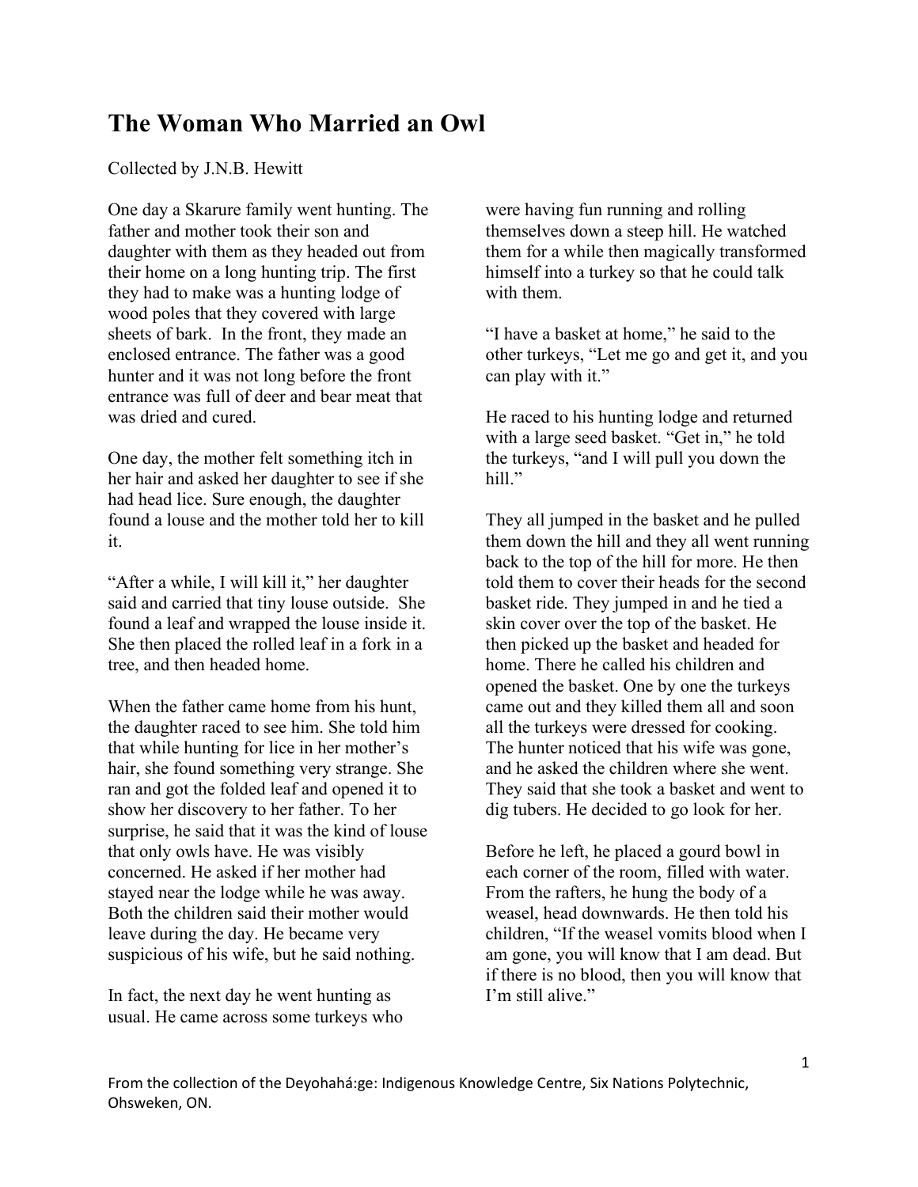# The Woman Who Married an Owl

Collected by J.N.B. Hewitt

One day a Skarure family went hunting. The father and mother took their son and daughter with them as they headed out from their home on a long hunting trip. The first they had to make was a hunting lodge of wood poles that they covered with large sheets of bark. In the front, they made an enclosed entrance. The father was a good hunter and it was not long before the front entrance was full of deer and bear meat that was dried and cured.

One day, the mother felt something itch in her hair and asked her daughter to see if she had head lice. Sure enough, the daughter found a louse and the mother told her to kill it.

"After a while, I will kill it," her daughter said and carried that tiny louse outside. She found a leaf and wrapped the louse inside it. She then placed the rolled leaf in a fork in a tree, and then headed home.

When the father came home from his hunt, the daughter raced to see him. She told him that while hunting for lice in her mother's hair, she found something very strange. She ran and got the folded leaf and opened it to show her discovery to her father. To her surprise, he said that it was the kind of louse that only owls have. He was visibly concerned. He asked if her mother had stayed near the lodge while he was away. Both the children said their mother would leave during the day. He became very suspicious of his wife, but he said nothing.

In fact, the next day he went hunting as usual. He came across some turkeys who were having fun running and rolling themselves down a steep hill. He watched them for a while then magically transformed himself into a turkey so that he could talk with them.

"I have a basket at home," he said to the other turkeys, "Let me go and get it, and you can play with it."

He raced to his hunting lodge and returned with a large seed basket. "Get in," he told the turkeys, "and I will pull you down the hill."

They all jumped in the basket and he pulled them down the hill and they all went running back to the top of the hill for more. He then told them to cover their heads for the second basket ride. They jumped in and he tied a skin cover over the top of the basket. He then picked up the basket and headed for home. There he called his children and opened the basket. One by one the turkeys came out and they killed them all and soon all the turkeys were dressed for cooking. The hunter noticed that his wife was gone, and he asked the children where she went. They said that she took a basket and went to dig tubers. He decided to go look for her.

Before he left, he placed a gourd bowl in each corner of the room, filled with water. From the rafters, he hung the body of a weasel, head downwards. He then told his children, "If the weasel vomits blood when I am gone, you will know that I am dead. But if there is no blood, then you will know that I'm still alive."

From the collection of the Deyohahá:ge: Indigenous Knowledge Centre, Six Nations Polytechnic, Ohsweken, ON.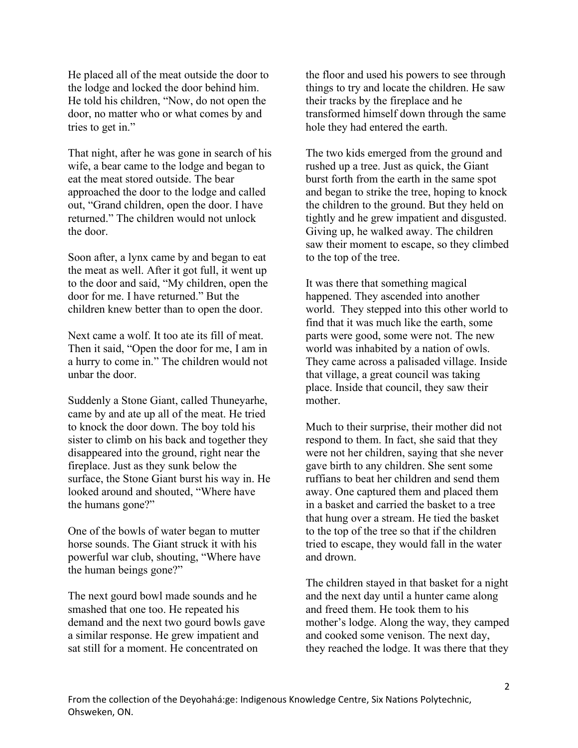He placed all of the meat outside the door to the lodge and locked the door behind him. He told his children, "Now, do not open the door, no matter who or what comes by and tries to get in."

That night, after he was gone in search of his wife, a bear came to the lodge and began to eat the meat stored outside. The bear approached the door to the lodge and called out, "Grand children, open the door. I have returned." The children would not unlock the door.

Soon after, a lynx came by and began to eat the meat as well. After it got full, it went up to the door and said, "My children, open the door for me. I have returned." But the children knew better than to open the door.

Next came a wolf. It too ate its fill of meat. Then it said, "Open the door for me, I am in a hurry to come in." The children would not unbar the door.

Suddenly a Stone Giant, called Thuneyarhe, came by and ate up all of the meat. He tried to knock the door down. The boy told his sister to climb on his back and together they disappeared into the ground, right near the fireplace. Just as they sunk below the surface, the Stone Giant burst his way in. He looked around and shouted, "Where have the humans gone?"

One of the bowls of water began to mutter horse sounds. The Giant struck it with his powerful war club, shouting, "Where have the human beings gone?"

The next gourd bowl made sounds and he smashed that one too. He repeated his demand and the next two gourd bowls gave a similar response. He grew impatient and sat still for a moment. He concentrated on the floor and used his powers to see through things to try and locate the children. He saw their tracks by the fireplace and he transformed himself down through the same hole they had entered the earth.

The two kids emerged from the ground and rushed up a tree. Just as quick, the Giant burst forth from the earth in the same spot and began to strike the tree, hoping to knock the children to the ground. But they held on tightly and he grew impatient and disgusted. Giving up, he walked away. The children saw their moment to escape, so they climbed to the top of the tree.

It was there that something magical happened. They ascended into another world. They stepped into this other world to find that it was much like the earth, some parts were good, some were not. The new world was inhabited by a nation of owls. They came across a palisaded village. Inside that village, a great council was taking place. Inside that council, they saw their mother.

Much to their surprise, their mother did not respond to them. In fact, she said that they were not her children, saying that she never gave birth to any children. She sent some ruffians to beat her children and send them away. One captured them and placed them in a basket and carried the basket to a tree that hung over a stream. He tied the basket to the top of the tree so that if the children tried to escape, they would fall in the water and drown.

The children stayed in that basket for a night and the next day until a hunter came along and freed them. He took them to his mother's lodge. Along the way, they camped and cooked some venison. The next day, they reached the lodge. It was there that they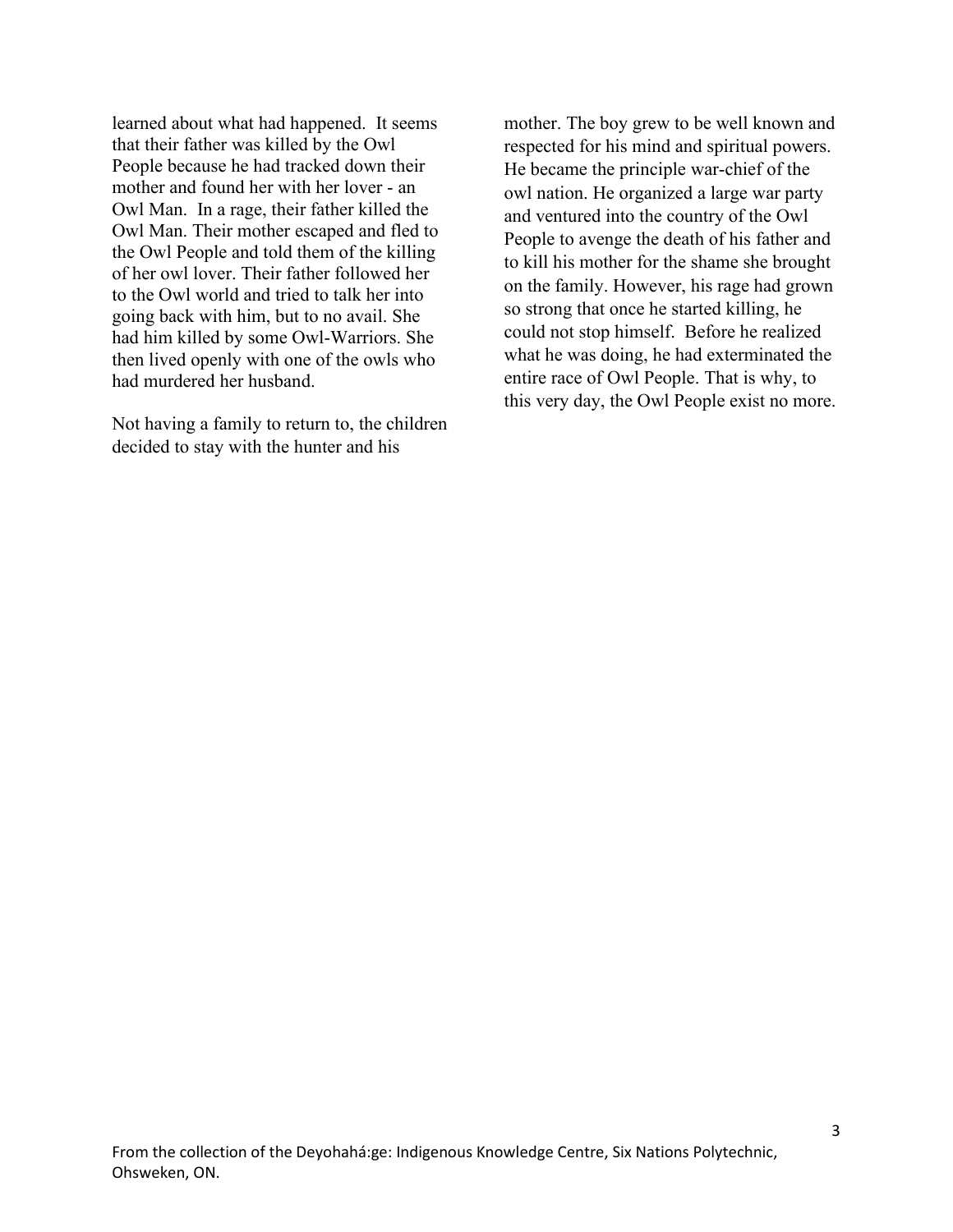learned about what had happened. It seems that their father was killed by the Owl People because he had tracked down their mother and found her with her lover - an Owl Man. In a rage, their father killed the Owl Man. Their mother escaped and fled to the Owl People and told them of the killing of her owl lover. Their father followed her to the Owl world and tried to talk her into going back with him, but to no avail. She had him killed by some Owl-Warriors. She then lived openly with one of the owls who had murdered her husband.

Not having a family to return to, the children decided to stay with the hunter and his mother. The boy grew to be well known and respected for his mind and spiritual powers. He became the principle war-chief of the owl nation. He organized a large war party and ventured into the country of the Owl People to avenge the death of his father and to kill his mother for the shame she brought on the family. However, his rage had grown so strong that once he started killing, he could not stop himself. Before he realized what he was doing, he had exterminated the entire race of Owl People. That is why, to this very day, the Owl People exist no more.

From the collection of the Deyohahá:ge: Indigenous Knowledge Centre, Six Nations Polytechnic, Ohsweken, ON.